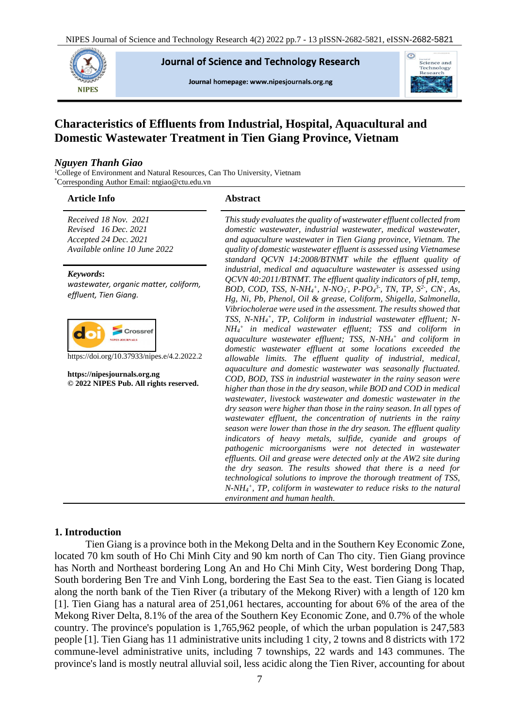# Characteristics of Effluents from Industrial, Hospital, Aquacultural and Domestic Wastewater Treatment in Tien Giang Province, Vietnam

***Nguyen Thanh Giao***

[1]College of Environment and Natural Resources, Can Tho University, Vietnam
[*]Corresponding Author Email: ntgiao@ctu.edu.vn

## Article Info

*Received 18 Nov. 2021*
*Revised 16 Dec. 2021*
*Accepted 24 Dec. 2021*
*Available online 10 June 2022*

***Keywords:***
*wastewater, organic matter, coliform, effluent, Tien Giang.*

https://doi.org/10.37933/nipes.e/4.2.2022.2

**https://nipesjournals.org.ng**
**© 2022 NIPES Pub. All rights reserved.**

## Abstract

*This study evaluates the quality of wastewater effluent collected from domestic wastewater, industrial wastewater, medical wastewater, and aquaculture wastewater in Tien Giang province, Vietnam. The quality of domestic wastewater effluent is assessed using Vietnamese standard QCVN 14:2008/BTNMT while the effluent quality of industrial, medical and aquaculture wastewater is assessed using QCVN 40:2011/BTNMT. The effluent quality indicators of pH, temp, BOD, COD, TSS, N-$NH_4^+$, N-$NO_3^-$, P-$PO_4^{3-}$, TN, TP, $S^{2-}$, $CN^-$, As, Hg, Ni, Pb, Phenol, Oil & grease, Coliform, Shigella, Salmonella, Vibriocholerae were used in the assessment. The results showed that TSS, N-$NH_4^+$, TP, Coliform in industrial wastewater effluent; N-$NH_4^+$ in medical wastewater effluent; TSS and coliform in aquaculture wastewater effluent; TSS, N-$NH_4^+$ and coliform in domestic wastewater effluent at some locations exceeded the allowable limits. The effluent quality of industrial, medical, aquaculture and domestic wastewater was seasonally fluctuated. COD, BOD, TSS in industrial wastewater in the rainy season were higher than those in the dry season, while BOD and COD in medical wastewater, livestock wastewater and domestic wastewater in the dry season were higher than those in the rainy season. In all types of wastewater effluent, the concentration of nutrients in the rainy season were lower than those in the dry season. The effluent quality indicators of heavy metals, sulfide, cyanide and groups of pathogenic microorganisms were not detected in wastewater effluents. Oil and grease were detected only at the AW2 site during the dry season. The results showed that there is a need for technological solutions to improve the thorough treatment of TSS, N-$NH_4^+$, TP, coliform in wastewater to reduce risks to the natural environment and human health.*

## 1. Introduction

Tien Giang is a province both in the Mekong Delta and in the Southern Key Economic Zone, located 70 km south of Ho Chi Minh City and 90 km north of Can Tho city. Tien Giang province has North and Northeast bordering Long An and Ho Chi Minh City, West bordering Dong Thap, South bordering Ben Tre and Vinh Long, bordering the East Sea to the east. Tien Giang is located along the north bank of the Tien River (a tributary of the Mekong River) with a length of 120 km [1]. Tien Giang has a natural area of 251,061 hectares, accounting for about 6% of the area of the Mekong River Delta, 8.1% of the area of the Southern Key Economic Zone, and 0.7% of the whole country. The province's population is 1,765,962 people, of which the urban population is 247,583 people [1]. Tien Giang has 11 administrative units including 1 city, 2 towns and 8 districts with 172 commune-level administrative units, including 7 townships, 22 wards and 143 communes. The province's land is mostly neutral alluvial soil, less acidic along the Tien River, accounting for about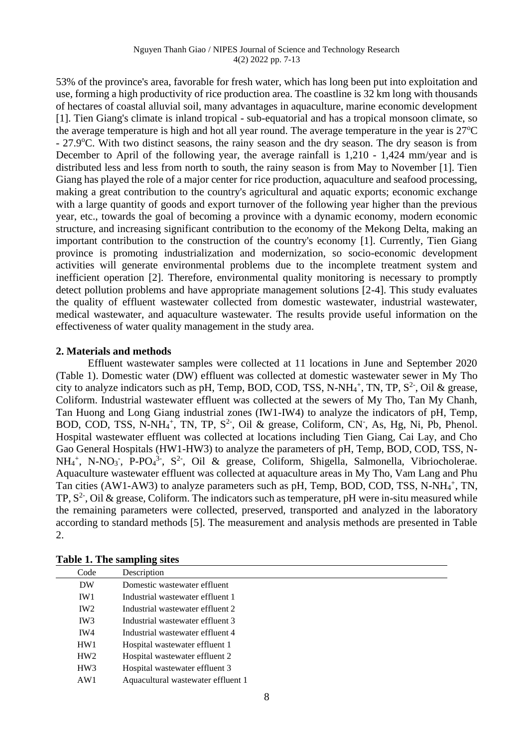53% of the province's area, favorable for fresh water, which has long been put into exploitation and use, forming a high productivity of rice production area. The coastline is 32 km long with thousands of hectares of coastal alluvial soil, many advantages in aquaculture, marine economic development [1]. Tien Giang's climate is inland tropical - sub-equatorial and has a tropical monsoon climate, so the average temperature is high and hot all year round. The average temperature in the year is 27$^o$C - 27.9$^o$C. With two distinct seasons, the rainy season and the dry season. The dry season is from December to April of the following year, the average rainfall is 1,210 - 1,424 mm/year and is distributed less and less from north to south, the rainy season is from May to November [1]. Tien Giang has played the role of a major center for rice production, aquaculture and seafood processing, making a great contribution to the country's agricultural and aquatic exports; economic exchange with a large quantity of goods and export turnover of the following year higher than the previous year, etc., towards the goal of becoming a province with a dynamic economy, modern economic structure, and increasing significant contribution to the economy of the Mekong Delta, making an important contribution to the construction of the country's economy [1]. Currently, Tien Giang province is promoting industrialization and modernization, so socio-economic development activities will generate environmental problems due to the incomplete treatment system and inefficient operation [2]. Therefore, environmental quality monitoring is necessary to promptly detect pollution problems and have appropriate management solutions [2-4]. This study evaluates the quality of effluent wastewater collected from domestic wastewater, industrial wastewater, medical wastewater, and aquaculture wastewater. The results provide useful information on the effectiveness of water quality management in the study area.

## 2. Materials and methods

Effluent wastewater samples were collected at 11 locations in June and September 2020 (Table 1). Domestic water (DW) effluent was collected at domestic wastewater sewer in My Tho city to analyze indicators such as pH, Temp, BOD, COD, TSS, N-$NH_4^+$, TN, TP, $S^{2-}$, Oil & grease, Coliform. Industrial wastewater effluent was collected at the sewers of My Tho, Tan My Chanh, Tan Huong and Long Giang industrial zones (IW1-IW4) to analyze the indicators of pH, Temp, BOD, COD, TSS, N-$NH_4^+$, TN, TP, $S^{2-}$, Oil & grease, Coliform, $CN^-$, As, Hg, Ni, Pb, Phenol. Hospital wastewater effluent was collected at locations including Tien Giang, Cai Lay, and Cho Gao General Hospitals (HW1-HW3) to analyze the parameters of pH, Temp, BOD, COD, TSS, N-$NH_4^+$, N-$NO_3^-$, P-$PO_4^{3-}$, $S^{2-}$, Oil & grease, Coliform, Shigella, Salmonella, Vibriocholerae. Aquaculture wastewater effluent was collected at aquaculture areas in My Tho, Vam Lang and Phu Tan cities (AW1-AW3) to analyze parameters such as pH, Temp, BOD, COD, TSS, N-$NH_4^+$, TN, TP, $S^{2-}$, Oil & grease, Coliform. The indicators such as temperature, pH were in-situ measured while the remaining parameters were collected, preserved, transported and analyzed in the laboratory according to standard methods [5]. The measurement and analysis methods are presented in Table 2.

**Table 1. The sampling sites**

| Code | Description |
|---|---|
| DW | Domestic wastewater effluent |
| IW1 | Industrial wastewater effluent 1 |
| IW2 | Industrial wastewater effluent 2 |
| IW3 | Industrial wastewater effluent 3 |
| IW4 | Industrial wastewater effluent 4 |
| HW1 | Hospital wastewater effluent 1 |
| HW2 | Hospital wastewater effluent 2 |
| HW3 | Hospital wastewater effluent 3 |
| AW1 | Aquacultural wastewater effluent 1 |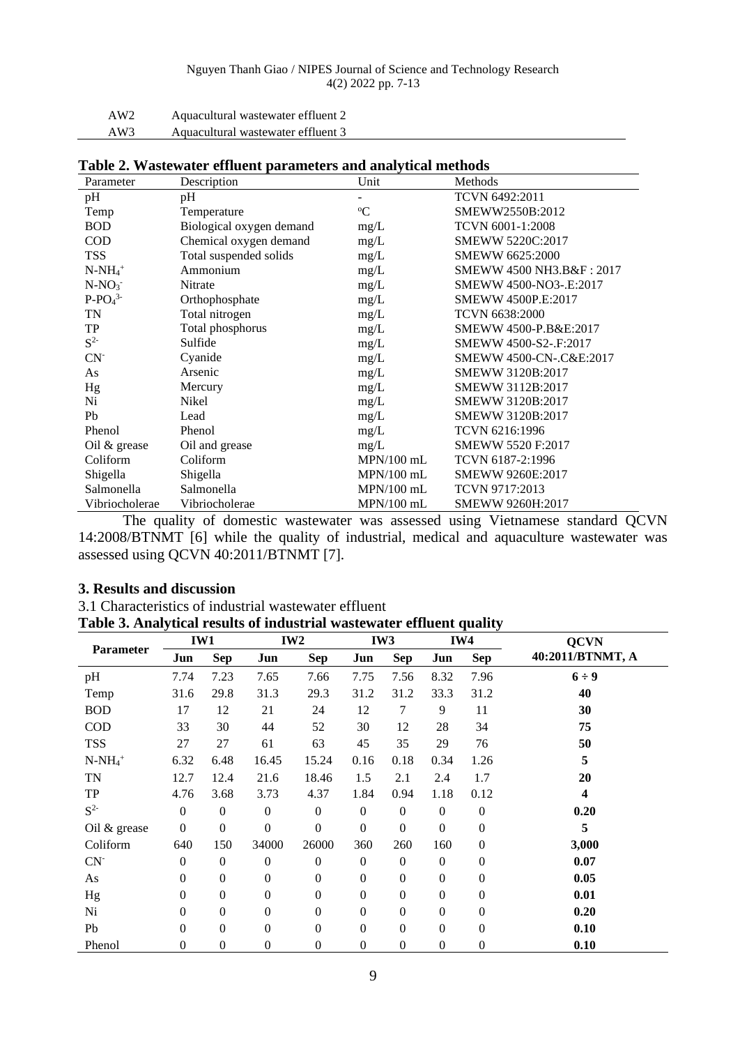| | |
|---|---|
| AW2 | Aquacultural wastewater effluent 2 |
| AW3 | Aquacultural wastewater effluent 3 |

**Table 2. Wastewater effluent parameters and analytical methods**

| Parameter | Description | Unit | Methods |
|---|---|---|---|
| pH | pH | - | TCVN 6492:2011 |
| Temp | Temperature | ºC | SMEWW2550B:2012 |
| BOD | Biological oxygen demand | mg/L | TCVN 6001-1:2008 |
| COD | Chemical oxygen demand | mg/L | SMEWW 5220C:2017 |
| TSS | Total suspended solids | mg/L | SMEWW 6625:2000 |
| $N\text{-}NH_4^+$ | Ammonium | mg/L | SMEWW 4500 NH3.B&F : 2017 |
| $N\text{-}NO_3^-$ | Nitrate | mg/L | SMEWW 4500-NO3-.E:2017 |
| $P\text{-}PO_4^{3-}$ | Orthophosphate | mg/L | SMEWW 4500P.E:2017 |
| TN | Total nitrogen | mg/L | TCVN 6638:2000 |
| TP | Total phosphorus | mg/L | SMEWW 4500-P.B&E:2017 |
| $S^{2-}$ | Sulfide | mg/L | SMEWW 4500-S2-.F:2017 |
| $CN^-$ | Cyanide | mg/L | SMEWW 4500-CN-.C&E:2017 |
| As | Arsenic | mg/L | SMEWW 3120B:2017 |
| Hg | Mercury | mg/L | SMEWW 3112B:2017 |
| Ni | Nikel | mg/L | SMEWW 3120B:2017 |
| Pb | Lead | mg/L | SMEWW 3120B:2017 |
| Phenol | Phenol | mg/L | TCVN 6216:1996 |
| Oil & grease | Oil and grease | mg/L | SMEWW 5520 F:2017 |
| Coliform | Coliform | MPN/100 mL | TCVN 6187-2:1996 |
| Shigella | Shigella | MPN/100 mL | SMEWW 9260E:2017 |
| Salmonella | Salmonella | MPN/100 mL | TCVN 9717:2013 |
| Vibriocholerae | Vibriocholerae | MPN/100 mL | SMEWW 9260H:2017 |

The quality of domestic wastewater was assessed using Vietnamese standard QCVN 14:2008/BTNMT [6] while the quality of industrial, medical and aquaculture wastewater was assessed using QCVN 40:2011/BTNMT [7].

## 3. Results and discussion

### 3.1 Characteristics of industrial wastewater effluent

**Table 3. Analytical results of industrial wastewater effluent quality**

| Parameter | IW1 | | IW2 | | IW3 | | IW4 | | QCVN 40:2011/BTNMT, A |
|---|---|---|---|---|---|---|---|---|---|
| | Jun | Sep | Jun | Sep | Jun | Sep | Jun | Sep | |
| pH | 7.74 | 7.23 | 7.65 | 7.66 | 7.75 | 7.56 | 8.32 | 7.96 | **6 ÷ 9** |
| Temp | 31.6 | 29.8 | 31.3 | 29.3 | 31.2 | 31.2 | 33.3 | 31.2 | **40** |
| BOD | 17 | 12 | 21 | 24 | 12 | 7 | 9 | 11 | **30** |
| COD | 33 | 30 | 44 | 52 | 30 | 12 | 28 | 34 | **75** |
| TSS | 27 | 27 | 61 | 63 | 45 | 35 | 29 | 76 | **50** |
| $N\text{-}NH_4^+$ | 6.32 | 6.48 | 16.45 | 15.24 | 0.16 | 0.18 | 0.34 | 1.26 | **5** |
| TN | 12.7 | 12.4 | 21.6 | 18.46 | 1.5 | 2.1 | 2.4 | 1.7 | **20** |
| TP | 4.76 | 3.68 | 3.73 | 4.37 | 1.84 | 0.94 | 1.18 | 0.12 | **4** |
| $S^{2-}$ | 0 | 0 | 0 | 0 | 0 | 0 | 0 | 0 | **0.20** |
| Oil & grease | 0 | 0 | 0 | 0 | 0 | 0 | 0 | 0 | **5** |
| Coliform | 640 | 150 | 34000 | 26000 | 360 | 260 | 160 | 0 | **3,000** |
| $CN^-$ | 0 | 0 | 0 | 0 | 0 | 0 | 0 | 0 | **0.07** |
| As | 0 | 0 | 0 | 0 | 0 | 0 | 0 | 0 | **0.05** |
| Hg | 0 | 0 | 0 | 0 | 0 | 0 | 0 | 0 | **0.01** |
| Ni | 0 | 0 | 0 | 0 | 0 | 0 | 0 | 0 | **0.20** |
| Pb | 0 | 0 | 0 | 0 | 0 | 0 | 0 | 0 | **0.10** |
| Phenol | 0 | 0 | 0 | 0 | 0 | 0 | 0 | 0 | **0.10** |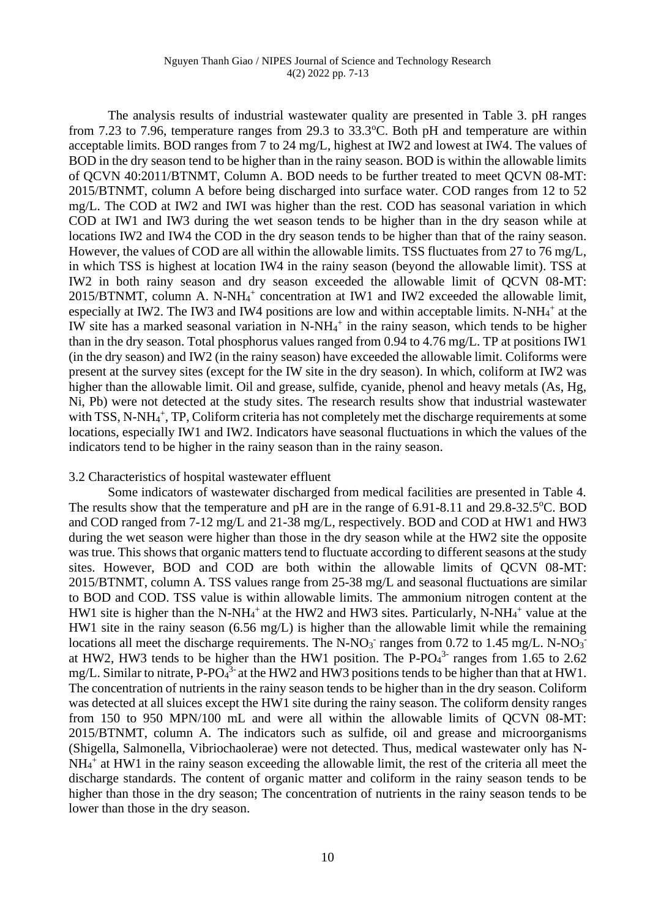The analysis results of industrial wastewater quality are presented in Table 3. pH ranges from 7.23 to 7.96, temperature ranges from 29.3 to 33.3$^{o}$C. Both pH and temperature are within acceptable limits. BOD ranges from 7 to 24 mg/L, highest at IW2 and lowest at IW4. The values of BOD in the dry season tend to be higher than in the rainy season. BOD is within the allowable limits of QCVN 40:2011/BTNMT, Column A. BOD needs to be further treated to meet QCVN 08-MT: 2015/BTNMT, column A before being discharged into surface water. COD ranges from 12 to 52 mg/L. The COD at IW2 and IWI was higher than the rest. COD has seasonal variation in which COD at IW1 and IW3 during the wet season tends to be higher than in the dry season while at locations IW2 and IW4 the COD in the dry season tends to be higher than that of the rainy season. However, the values of COD are all within the allowable limits. TSS fluctuates from 27 to 76 mg/L, in which TSS is highest at location IW4 in the rainy season (beyond the allowable limit). TSS at IW2 in both rainy season and dry season exceeded the allowable limit of QCVN 08-MT: 2015/BTNMT, column A. N-$NH_4^+$ concentration at IW1 and IW2 exceeded the allowable limit, especially at IW2. The IW3 and IW4 positions are low and within acceptable limits. N-$NH_4^+$ at the IW site has a marked seasonal variation in N-$NH_4^+$ in the rainy season, which tends to be higher than in the dry season. Total phosphorus values ranged from 0.94 to 4.76 mg/L. TP at positions IW1 (in the dry season) and IW2 (in the rainy season) have exceeded the allowable limit. Coliforms were present at the survey sites (except for the IW site in the dry season). In which, coliform at IW2 was higher than the allowable limit. Oil and grease, sulfide, cyanide, phenol and heavy metals (As, Hg, Ni, Pb) were not detected at the study sites. The research results show that industrial wastewater with TSS, N-$NH_4^+$, TP, Coliform criteria has not completely met the discharge requirements at some locations, especially IW1 and IW2. Indicators have seasonal fluctuations in which the values of the indicators tend to be higher in the rainy season than in the rainy season.

3.2 Characteristics of hospital wastewater effluent

Some indicators of wastewater discharged from medical facilities are presented in Table 4. The results show that the temperature and pH are in the range of 6.91-8.11 and 29.8-32.5$^{o}$C. BOD and COD ranged from 7-12 mg/L and 21-38 mg/L, respectively. BOD and COD at HW1 and HW3 during the wet season were higher than those in the dry season while at the HW2 site the opposite was true. This shows that organic matters tend to fluctuate according to different seasons at the study sites. However, BOD and COD are both within the allowable limits of QCVN 08-MT: 2015/BTNMT, column A. TSS values range from 25-38 mg/L and seasonal fluctuations are similar to BOD and COD. TSS value is within allowable limits. The ammonium nitrogen content at the HW1 site is higher than the N-$NH_4^+$ at the HW2 and HW3 sites. Particularly, N-$NH_4^+$ value at the HW1 site in the rainy season (6.56 mg/L) is higher than the allowable limit while the remaining locations all meet the discharge requirements. The N-$NO_3^-$ ranges from 0.72 to 1.45 mg/L. N-$NO_3^-$ at HW2, HW3 tends to be higher than the HW1 position. The P-$PO_4^{3-}$ ranges from 1.65 to 2.62 mg/L. Similar to nitrate, P-$PO_4^{3-}$ at the HW2 and HW3 positions tends to be higher than that at HW1. The concentration of nutrients in the rainy season tends to be higher than in the dry season. Coliform was detected at all sluices except the HW1 site during the rainy season. The coliform density ranges from 150 to 950 MPN/100 mL and were all within the allowable limits of QCVN 08-MT: 2015/BTNMT, column A. The indicators such as sulfide, oil and grease and microorganisms (Shigella, Salmonella, Vibriochaolerae) were not detected. Thus, medical wastewater only has N-$NH_4^+$ at HW1 in the rainy season exceeding the allowable limit, the rest of the criteria all meet the discharge standards. The content of organic matter and coliform in the rainy season tends to be higher than those in the dry season; The concentration of nutrients in the rainy season tends to be lower than those in the dry season.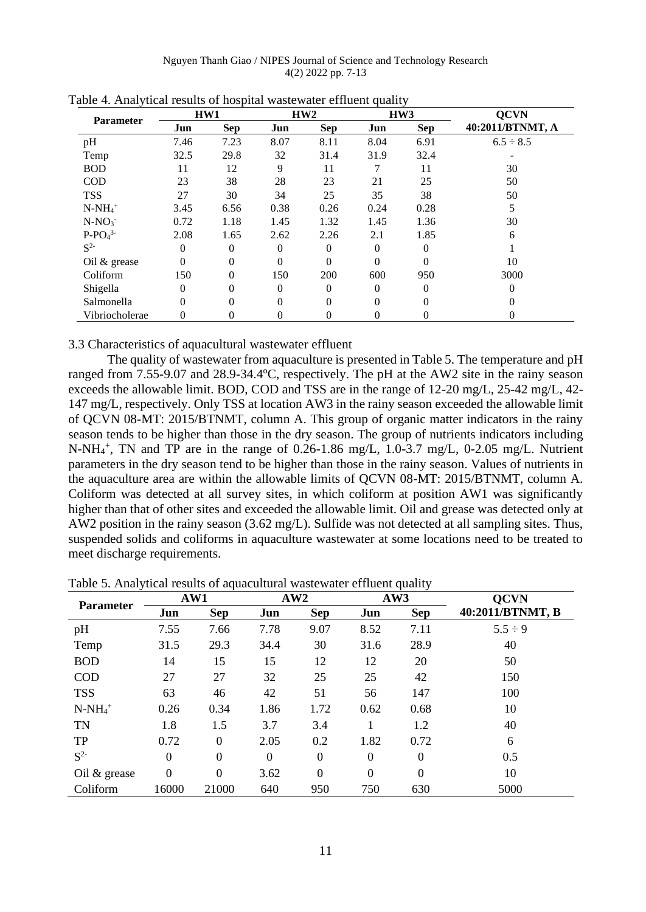Table 4. Analytical results of hospital wastewater effluent quality

| Parameter | HW1 | | HW2 | | HW3 | | QCVN 40:2011/BTNMT, A |
|---|---|---|---|---|---|---|---|
| | Jun | Sep | Jun | Sep | Jun | Sep | |
| pH | 7.46 | 7.23 | 8.07 | 8.11 | 8.04 | 6.91 | 6.5 ÷ 8.5 |
| Temp | 32.5 | 29.8 | 32 | 31.4 | 31.9 | 32.4 | - |
| BOD | 11 | 12 | 9 | 11 | 7 | 11 | 30 |
| COD | 23 | 38 | 28 | 23 | 21 | 25 | 50 |
| TSS | 27 | 30 | 34 | 25 | 35 | 38 | 50 |
| $N\text{-}NH_4^+$ | 3.45 | 6.56 | 0.38 | 0.26 | 0.24 | 0.28 | 5 |
| $N\text{-}NO_3^-$ | 0.72 | 1.18 | 1.45 | 1.32 | 1.45 | 1.36 | 30 |
| $P\text{-}PO_4^{3-}$ | 2.08 | 1.65 | 2.62 | 2.26 | 2.1 | 1.85 | 6 |
| $S^{2-}$ | 0 | 0 | 0 | 0 | 0 | 0 | 1 |
| Oil & grease | 0 | 0 | 0 | 0 | 0 | 0 | 10 |
| Coliform | 150 | 0 | 150 | 200 | 600 | 950 | 3000 |
| Shigella | 0 | 0 | 0 | 0 | 0 | 0 | 0 |
| Salmonella | 0 | 0 | 0 | 0 | 0 | 0 | 0 |
| Vibriocholerae | 0 | 0 | 0 | 0 | 0 | 0 | 0 |

3.3 Characteristics of aquacultural wastewater effluent

The quality of wastewater from aquaculture is presented in Table 5. The temperature and pH ranged from 7.55-9.07 and 28.9-34.4°C, respectively. The pH at the AW2 site in the rainy season exceeds the allowable limit. BOD, COD and TSS are in the range of 12-20 mg/L, 25-42 mg/L, 42-147 mg/L, respectively. Only TSS at location AW3 in the rainy season exceeded the allowable limit of QCVN 08-MT: 2015/BTNMT, column A. This group of organic matter indicators in the rainy season tends to be higher than those in the dry season. The group of nutrients indicators including $N\text{-}NH_4^+$, TN and TP are in the range of 0.26-1.86 mg/L, 1.0-3.7 mg/L, 0-2.05 mg/L. Nutrient parameters in the dry season tend to be higher than those in the rainy season. Values of nutrients in the aquaculture area are within the allowable limits of QCVN 08-MT: 2015/BTNMT, column A. Coliform was detected at all survey sites, in which coliform at position AW1 was significantly higher than that of other sites and exceeded the allowable limit. Oil and grease was detected only at AW2 position in the rainy season (3.62 mg/L). Sulfide was not detected at all sampling sites. Thus, suspended solids and coliforms in aquaculture wastewater at some locations need to be treated to meet discharge requirements.

Table 5. Analytical results of aquacultural wastewater effluent quality

| Parameter | AW1 | | AW2 | | AW3 | | QCVN 40:2011/BTNMT, B |
|---|---|---|---|---|---|---|---|
| | Jun | Sep | Jun | Sep | Jun | Sep | |
| pH | 7.55 | 7.66 | 7.78 | 9.07 | 8.52 | 7.11 | 5.5 ÷ 9 |
| Temp | 31.5 | 29.3 | 34.4 | 30 | 31.6 | 28.9 | 40 |
| BOD | 14 | 15 | 15 | 12 | 12 | 20 | 50 |
| COD | 27 | 27 | 32 | 25 | 25 | 42 | 150 |
| TSS | 63 | 46 | 42 | 51 | 56 | 147 | 100 |
| $N\text{-}NH_4^+$ | 0.26 | 0.34 | 1.86 | 1.72 | 0.62 | 0.68 | 10 |
| TN | 1.8 | 1.5 | 3.7 | 3.4 | 1 | 1.2 | 40 |
| TP | 0.72 | 0 | 2.05 | 0.2 | 1.82 | 0.72 | 6 |
| $S^{2-}$ | 0 | 0 | 0 | 0 | 0 | 0 | 0.5 |
| Oil & grease | 0 | 0 | 3.62 | 0 | 0 | 0 | 10 |
| Coliform | 16000 | 21000 | 640 | 950 | 750 | 630 | 5000 |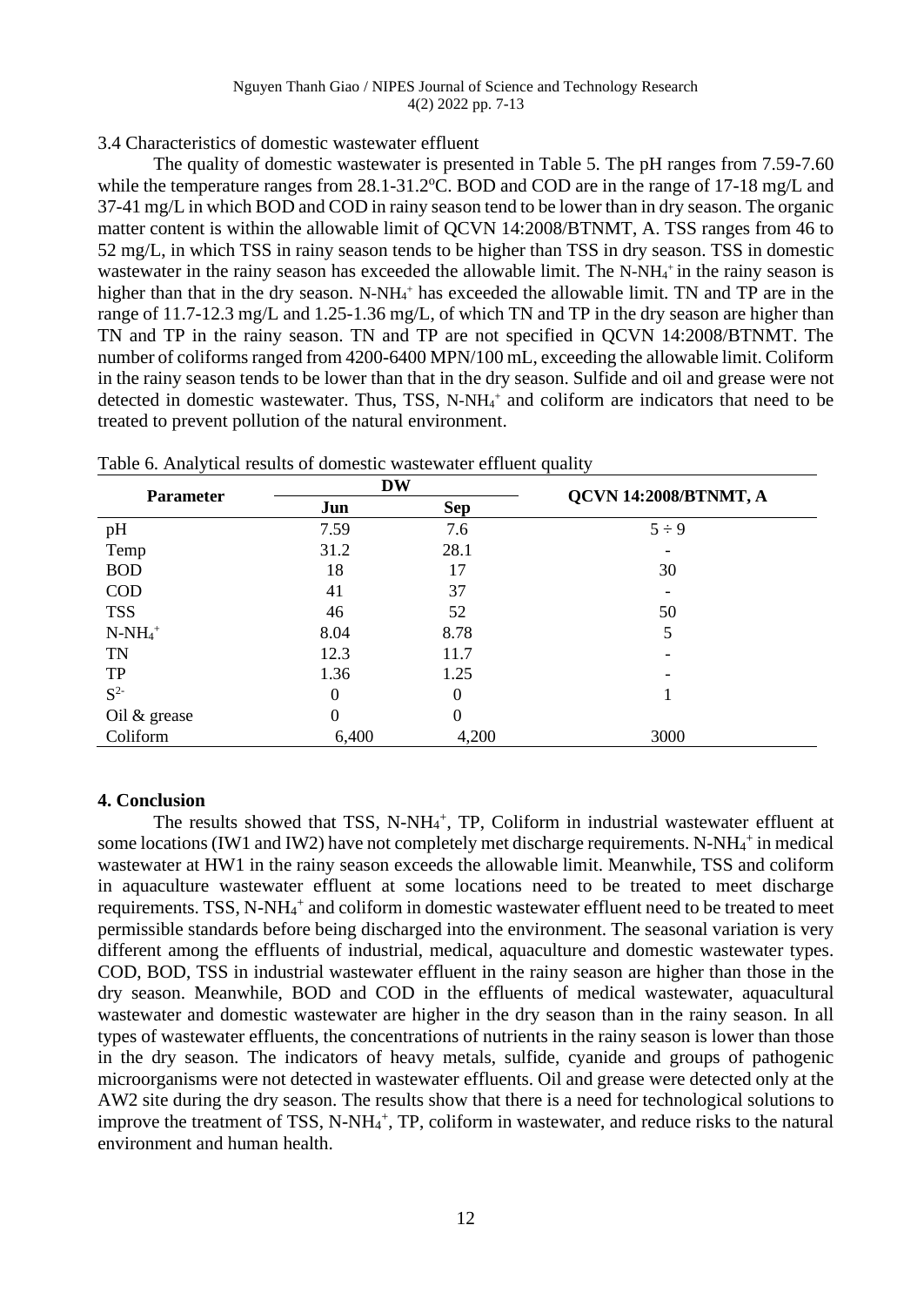3.4 Characteristics of domestic wastewater effluent

The quality of domestic wastewater is presented in Table 5. The pH ranges from 7.59-7.60 while the temperature ranges from 28.1-31.2°C. BOD and COD are in the range of 17-18 mg/L and 37-41 mg/L in which BOD and COD in rainy season tend to be lower than in dry season. The organic matter content is within the allowable limit of QCVN 14:2008/BTNMT, A. TSS ranges from 46 to 52 mg/L, in which TSS in rainy season tends to be higher than TSS in dry season. TSS in domestic wastewater in the rainy season has exceeded the allowable limit. The $N\text{-}NH_4^+$ in the rainy season is higher than that in the dry season. $N\text{-}NH_4^+$ has exceeded the allowable limit. TN and TP are in the range of 11.7-12.3 mg/L and 1.25-1.36 mg/L, of which TN and TP in the dry season are higher than TN and TP in the rainy season. TN and TP are not specified in QCVN 14:2008/BTNMT. The number of coliforms ranged from 4200-6400 MPN/100 mL, exceeding the allowable limit. Coliform in the rainy season tends to be lower than that in the dry season. Sulfide and oil and grease were not detected in domestic wastewater. Thus, TSS, $N\text{-}NH_4^+$ and coliform are indicators that need to be treated to prevent pollution of the natural environment.

Table 6. Analytical results of domestic wastewater effluent quality

| Parameter | DW | | QCVN 14:2008/BTNMT, A |
|---|---|---|---|
| | Jun | Sep | |
| pH | 7.59 | 7.6 | 5 ÷ 9 |
| Temp | 31.2 | 28.1 | - |
| BOD | 18 | 17 | 30 |
| COD | 41 | 37 | - |
| TSS | 46 | 52 | 50 |
| $N\text{-}NH_4^+$ | 8.04 | 8.78 | 5 |
| TN | 12.3 | 11.7 | - |
| TP | 1.36 | 1.25 | - |
| $S^{2-}$ | 0 | 0 | 1 |
| Oil & grease | 0 | 0 | |
| Coliform | 6,400 | 4,200 | 3000 |

## 4. Conclusion

The results showed that TSS, $N\text{-}NH_4^+$, TP, Coliform in industrial wastewater effluent at some locations (IW1 and IW2) have not completely met discharge requirements. $N\text{-}NH_4^+$ in medical wastewater at HW1 in the rainy season exceeds the allowable limit. Meanwhile, TSS and coliform in aquaculture wastewater effluent at some locations need to be treated to meet discharge requirements. TSS, $N\text{-}NH_4^+$ and coliform in domestic wastewater effluent need to be treated to meet permissible standards before being discharged into the environment. The seasonal variation is very different among the effluents of industrial, medical, aquaculture and domestic wastewater types. COD, BOD, TSS in industrial wastewater effluent in the rainy season are higher than those in the dry season. Meanwhile, BOD and COD in the effluents of medical wastewater, aquacultural wastewater and domestic wastewater are higher in the dry season than in the rainy season. In all types of wastewater effluents, the concentrations of nutrients in the rainy season is lower than those in the dry season. The indicators of heavy metals, sulfide, cyanide and groups of pathogenic microorganisms were not detected in wastewater effluents. Oil and grease were detected only at the AW2 site during the dry season. The results show that there is a need for technological solutions to improve the treatment of TSS, $N\text{-}NH_4^+$, TP, coliform in wastewater, and reduce risks to the natural environment and human health.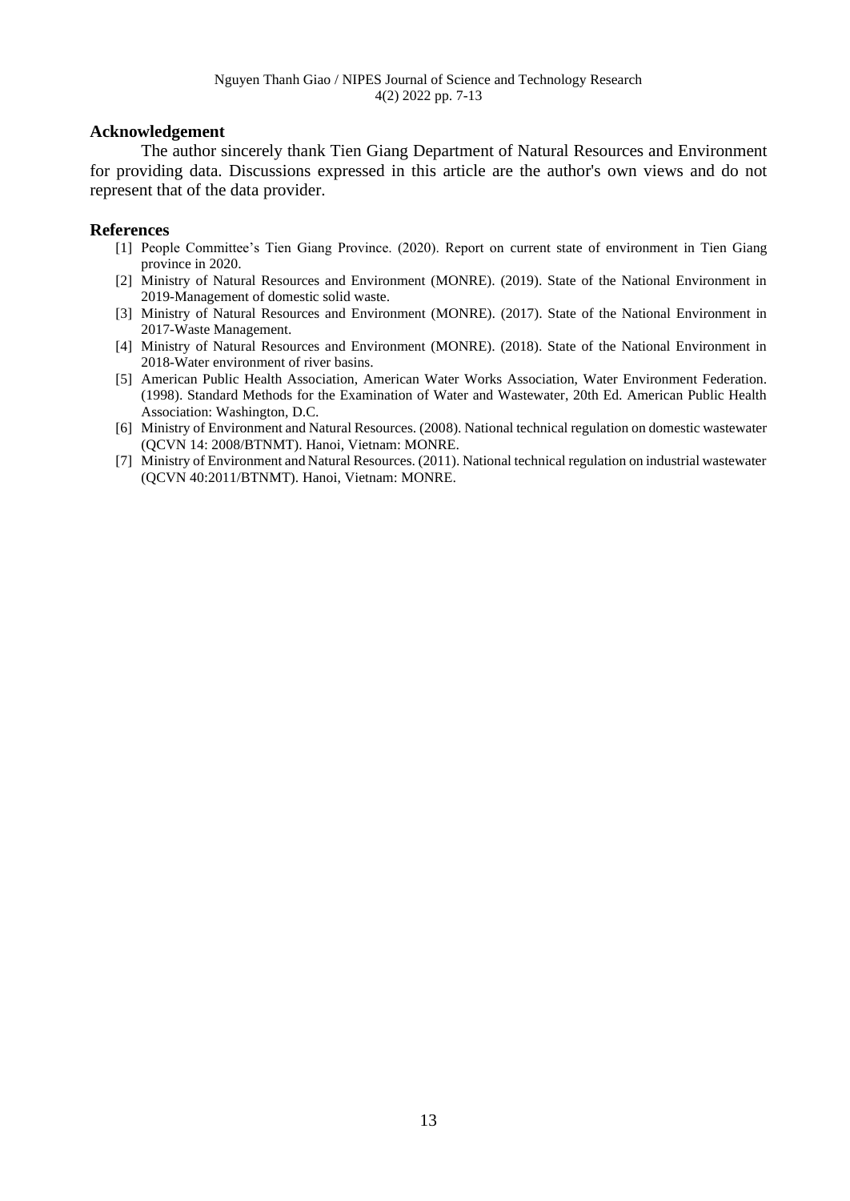## Acknowledgement

The author sincerely thank Tien Giang Department of Natural Resources and Environment for providing data. Discussions expressed in this article are the author's own views and do not represent that of the data provider.

## References

[1] People Committee's Tien Giang Province. (2020). Report on current state of environment in Tien Giang province in 2020.

[2] Ministry of Natural Resources and Environment (MONRE). (2019). State of the National Environment in 2019-Management of domestic solid waste.

[3] Ministry of Natural Resources and Environment (MONRE). (2017). State of the National Environment in 2017-Waste Management.

[4] Ministry of Natural Resources and Environment (MONRE). (2018). State of the National Environment in 2018-Water environment of river basins.

[5] American Public Health Association, American Water Works Association, Water Environment Federation. (1998). Standard Methods for the Examination of Water and Wastewater, 20th Ed. American Public Health Association: Washington, D.C.

[6] Ministry of Environment and Natural Resources. (2008). National technical regulation on domestic wastewater (QCVN 14: 2008/BTNMT). Hanoi, Vietnam: MONRE.

[7] Ministry of Environment and Natural Resources. (2011). National technical regulation on industrial wastewater (QCVN 40:2011/BTNMT). Hanoi, Vietnam: MONRE.